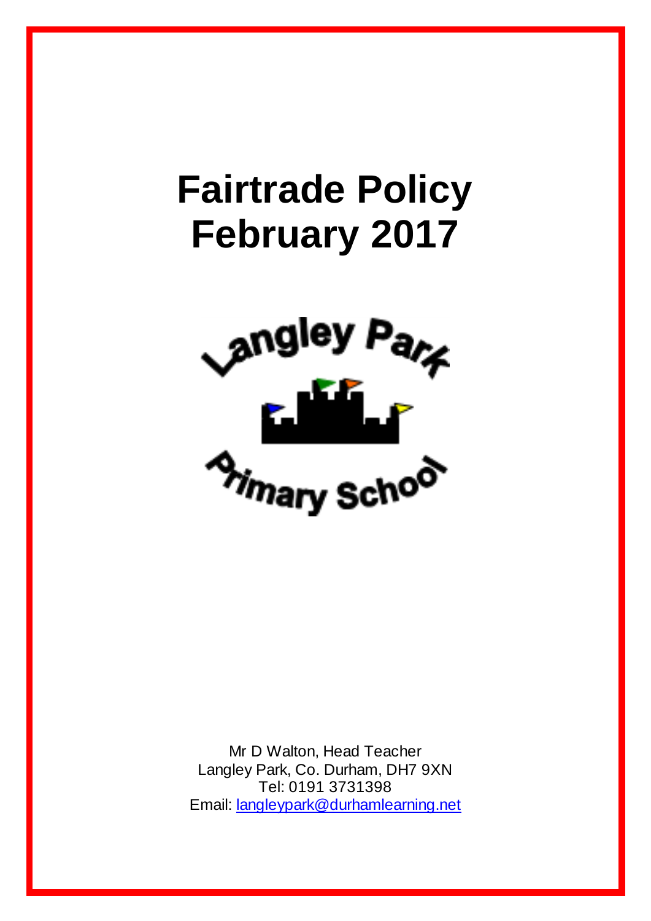# Fairtrade Policy
# February 2017

Langley Park Primary School

Mr D Walton, Head Teacher
Langley Park, Co. Durham, DH7 9XN
Tel: 0191 3731398
Email: langleypark@durhamlearning.net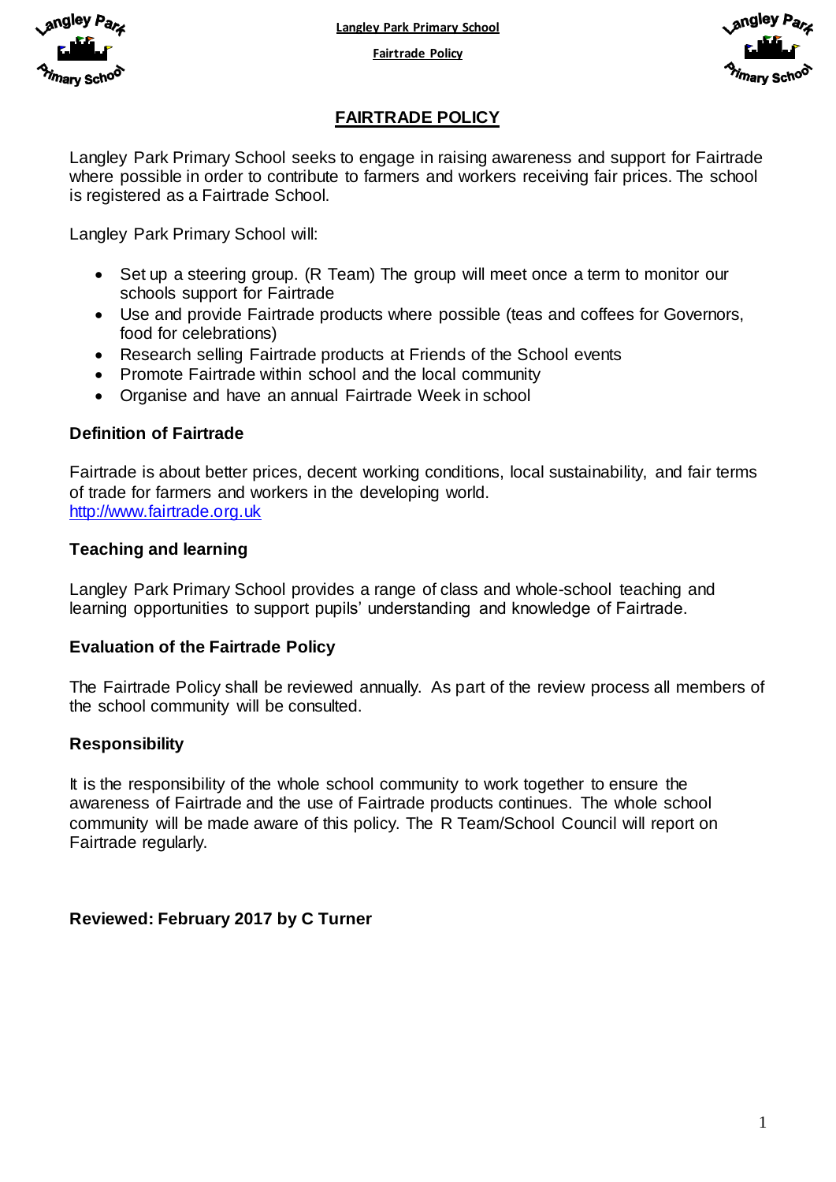# FAIRTRADE POLICY

Langley Park Primary School seeks to engage in raising awareness and support for Fairtrade where possible in order to contribute to farmers and workers receiving fair prices. The school is registered as a Fairtrade School.

Langley Park Primary School will:

- Set up a steering group. (R Team) The group will meet once a term to monitor our schools support for Fairtrade
- Use and provide Fairtrade products where possible (teas and coffees for Governors, food for celebrations)
- Research selling Fairtrade products at Friends of the School events
- Promote Fairtrade within school and the local community
- Organise and have an annual Fairtrade Week in school

### Definition of Fairtrade

Fairtrade is about better prices, decent working conditions, local sustainability, and fair terms of trade for farmers and workers in the developing world.
http://www.fairtrade.org.uk

### Teaching and learning

Langley Park Primary School provides a range of class and whole-school teaching and learning opportunities to support pupils' understanding and knowledge of Fairtrade.

### Evaluation of the Fairtrade Policy

The Fairtrade Policy shall be reviewed annually. As part of the review process all members of the school community will be consulted.

### Responsibility

It is the responsibility of the whole school community to work together to ensure the awareness of Fairtrade and the use of Fairtrade products continues. The whole school community will be made aware of this policy. The R Team/School Council will report on Fairtrade regularly.

**Reviewed: February 2017 by C Turner**